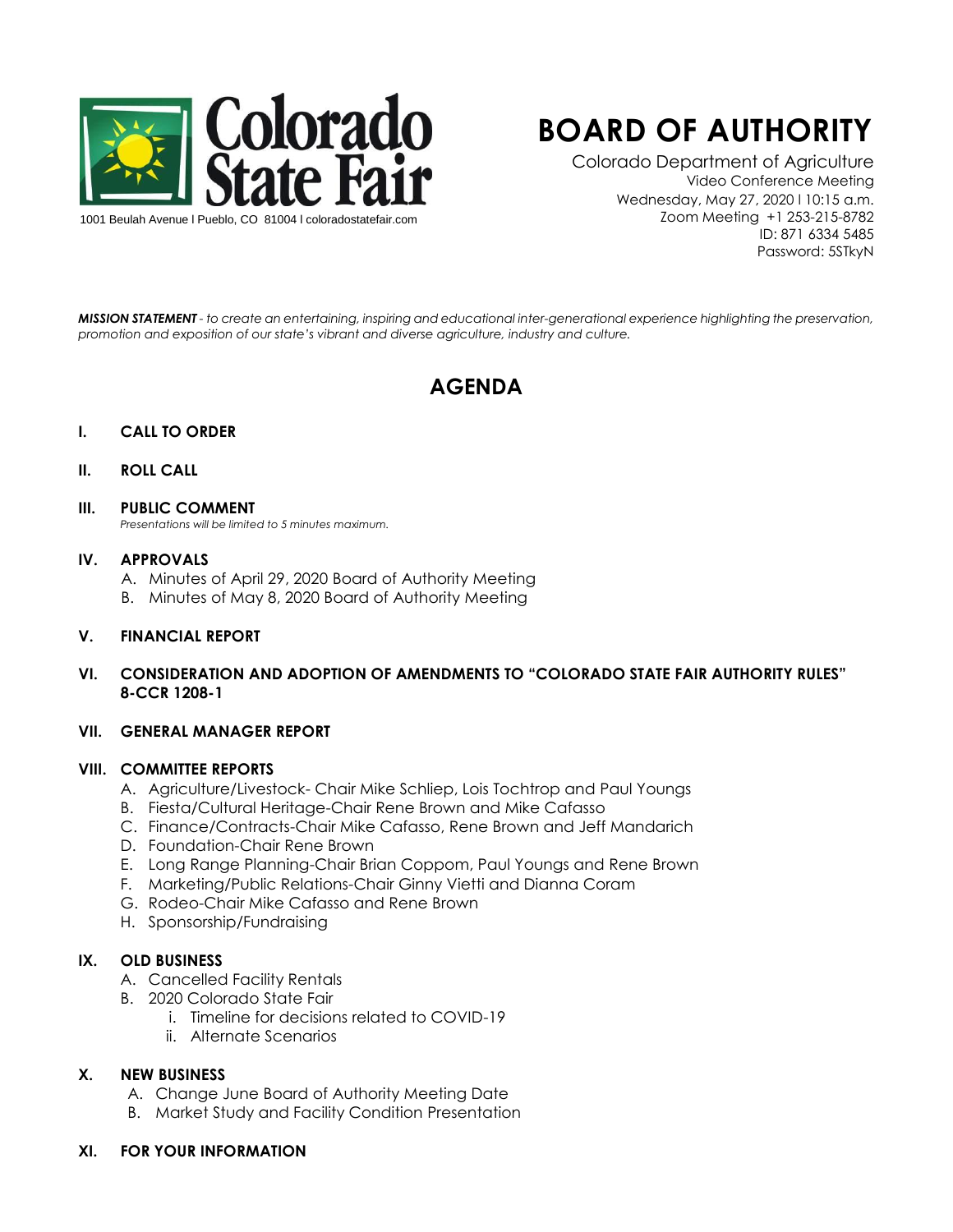Colorado State Fair

1001 Beulah Avenue l Pueblo, CO 81004 l coloradostatefair.com

# BOARD OF AUTHORITY

Colorado Department of Agriculture
Video Conference Meeting
Wednesday, May 27, 2020 l 10:15 a.m.
Zoom Meeting +1 253-215-8782
ID: 871 6334 5485
Password: 5STkyN

***MISSION STATEMENT*** *- to create an entertaining, inspiring and educational inter-generational experience highlighting the preservation, promotion and exposition of our state's vibrant and diverse agriculture, industry and culture.*

## AGENDA

**I. CALL TO ORDER**

**II. ROLL CALL**

**III. PUBLIC COMMENT**
*Presentations will be limited to 5 minutes maximum.*

**IV. APPROVALS**

A. Minutes of April 29, 2020 Board of Authority Meeting
B. Minutes of May 8, 2020 Board of Authority Meeting

**V. FINANCIAL REPORT**

**VI. CONSIDERATION AND ADOPTION OF AMENDMENTS TO "COLORADO STATE FAIR AUTHORITY RULES" 8-CCR 1208-1**

**VII. GENERAL MANAGER REPORT**

**VIII. COMMITTEE REPORTS**

A. Agriculture/Livestock- Chair Mike Schliep, Lois Tochtrop and Paul Youngs
B. Fiesta/Cultural Heritage-Chair Rene Brown and Mike Cafasso
C. Finance/Contracts-Chair Mike Cafasso, Rene Brown and Jeff Mandarich
D. Foundation-Chair Rene Brown
E. Long Range Planning-Chair Brian Coppom, Paul Youngs and Rene Brown
F. Marketing/Public Relations-Chair Ginny Vietti and Dianna Coram
G. Rodeo-Chair Mike Cafasso and Rene Brown
H. Sponsorship/Fundraising

**IX. OLD BUSINESS**

A. Cancelled Facility Rentals
B. 2020 Colorado State Fair
   i. Timeline for decisions related to COVID-19
   ii. Alternate Scenarios

**X. NEW BUSINESS**

A. Change June Board of Authority Meeting Date
B. Market Study and Facility Condition Presentation

**XI. FOR YOUR INFORMATION**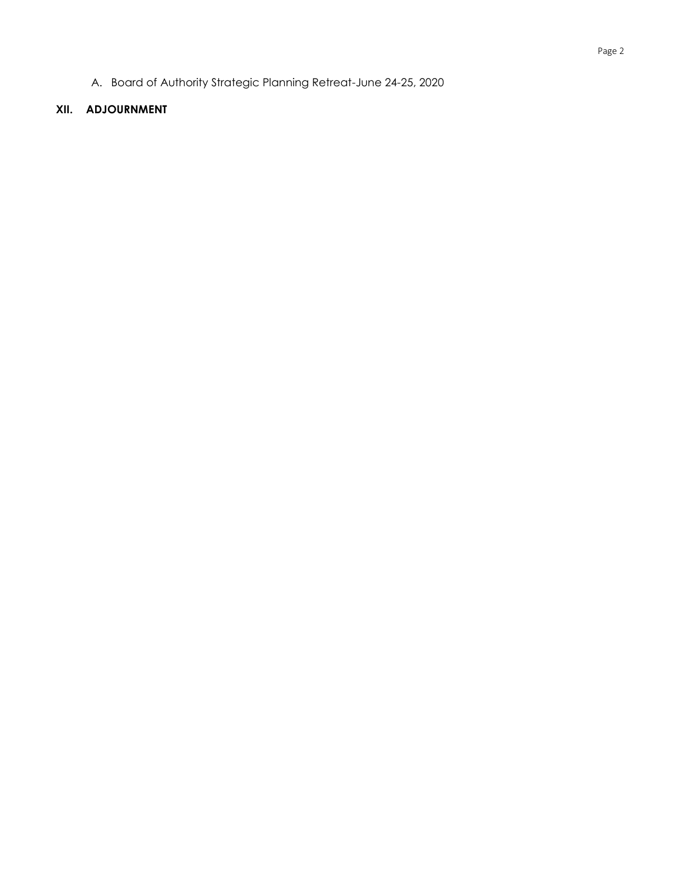A. Board of Authority Strategic Planning Retreat-June 24-25, 2020

## XII. ADJOURNMENT